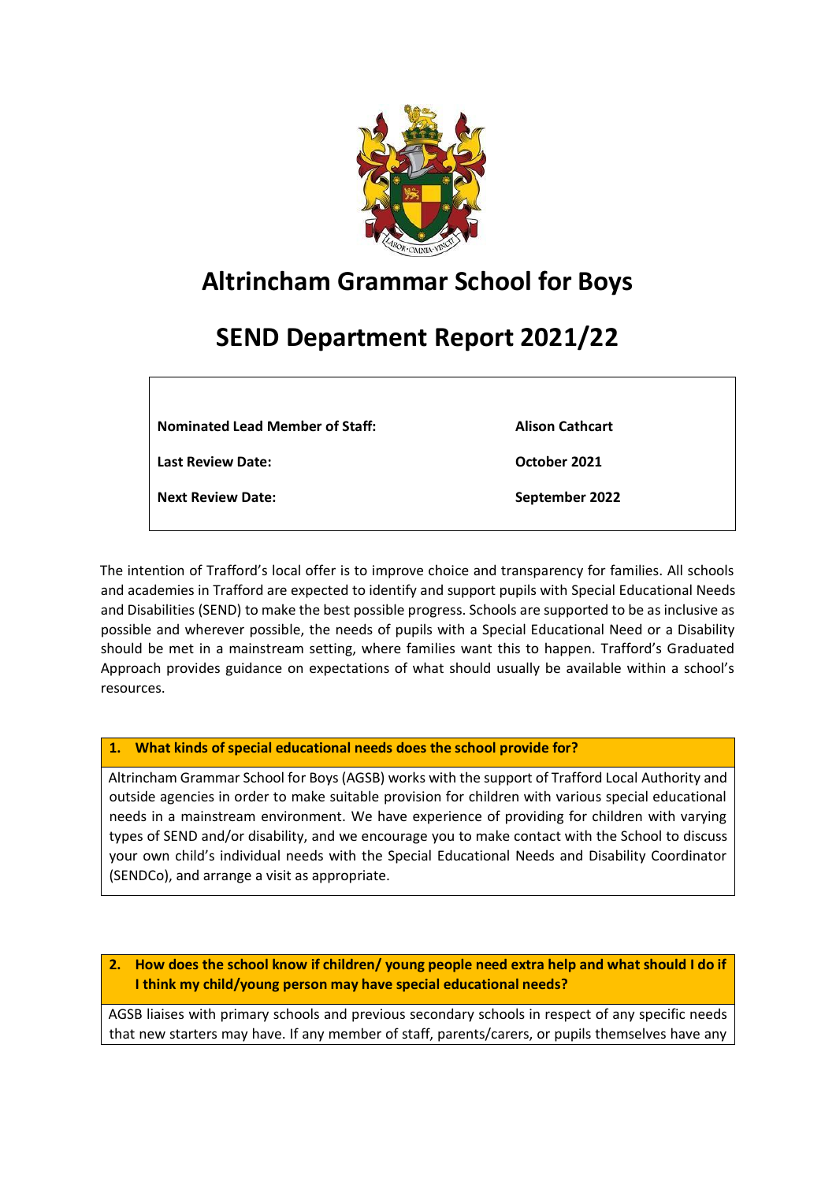# Altrincham Grammar School for Boys

# SEND Department Report 2021/22

| | |
|---|---|
| **Nominated Lead Member of Staff:** | **Alison Cathcart** |
| **Last Review Date:** | **October 2021** |
| **Next Review Date:** | **September 2022** |

The intention of Trafford's local offer is to improve choice and transparency for families. All schools and academies in Trafford are expected to identify and support pupils with Special Educational Needs and Disabilities (SEND) to make the best possible progress. Schools are supported to be as inclusive as possible and wherever possible, the needs of pupils with a Special Educational Need or a Disability should be met in a mainstream setting, where families want this to happen. Trafford's Graduated Approach provides guidance on expectations of what should usually be available within a school's resources.

## 1. What kinds of special educational needs does the school provide for?

Altrincham Grammar School for Boys (AGSB) works with the support of Trafford Local Authority and outside agencies in order to make suitable provision for children with various special educational needs in a mainstream environment. We have experience of providing for children with varying types of SEND and/or disability, and we encourage you to make contact with the School to discuss your own child's individual needs with the Special Educational Needs and Disability Coordinator (SENDCo), and arrange a visit as appropriate.

## 2. How does the school know if children/ young people need extra help and what should I do if I think my child/young person may have special educational needs?

AGSB liaises with primary schools and previous secondary schools in respect of any specific needs that new starters may have. If any member of staff, parents/carers, or pupils themselves have any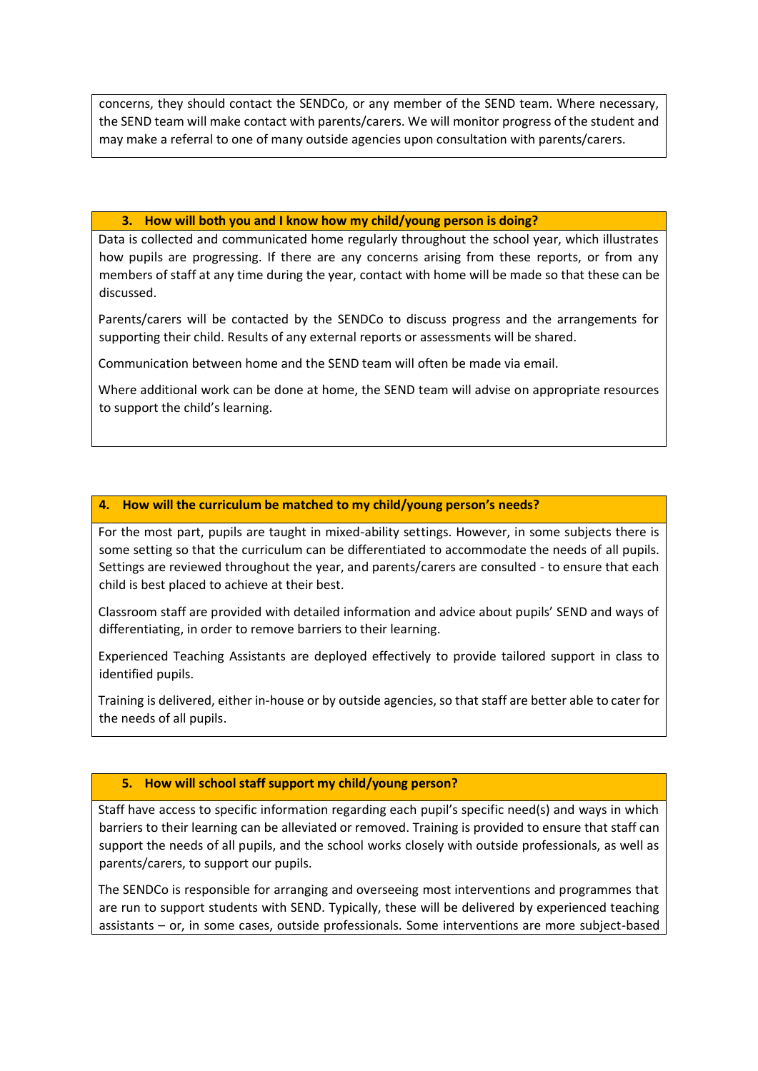concerns, they should contact the SENDCo, or any member of the SEND team. Where necessary, the SEND team will make contact with parents/carers. We will monitor progress of the student and may make a referral to one of many outside agencies upon consultation with parents/carers.

## 3. How will both you and I know how my child/young person is doing?

Data is collected and communicated home regularly throughout the school year, which illustrates how pupils are progressing. If there are any concerns arising from these reports, or from any members of staff at any time during the year, contact with home will be made so that these can be discussed.

Parents/carers will be contacted by the SENDCo to discuss progress and the arrangements for supporting their child. Results of any external reports or assessments will be shared.

Communication between home and the SEND team will often be made via email.

Where additional work can be done at home, the SEND team will advise on appropriate resources to support the child's learning.

## 4. How will the curriculum be matched to my child/young person's needs?

For the most part, pupils are taught in mixed-ability settings. However, in some subjects there is some setting so that the curriculum can be differentiated to accommodate the needs of all pupils. Settings are reviewed throughout the year, and parents/carers are consulted - to ensure that each child is best placed to achieve at their best.

Classroom staff are provided with detailed information and advice about pupils' SEND and ways of differentiating, in order to remove barriers to their learning.

Experienced Teaching Assistants are deployed effectively to provide tailored support in class to identified pupils.

Training is delivered, either in-house or by outside agencies, so that staff are better able to cater for the needs of all pupils.

## 5. How will school staff support my child/young person?

Staff have access to specific information regarding each pupil's specific need(s) and ways in which barriers to their learning can be alleviated or removed. Training is provided to ensure that staff can support the needs of all pupils, and the school works closely with outside professionals, as well as parents/carers, to support our pupils.

The SENDCo is responsible for arranging and overseeing most interventions and programmes that are run to support students with SEND. Typically, these will be delivered by experienced teaching assistants – or, in some cases, outside professionals. Some interventions are more subject-based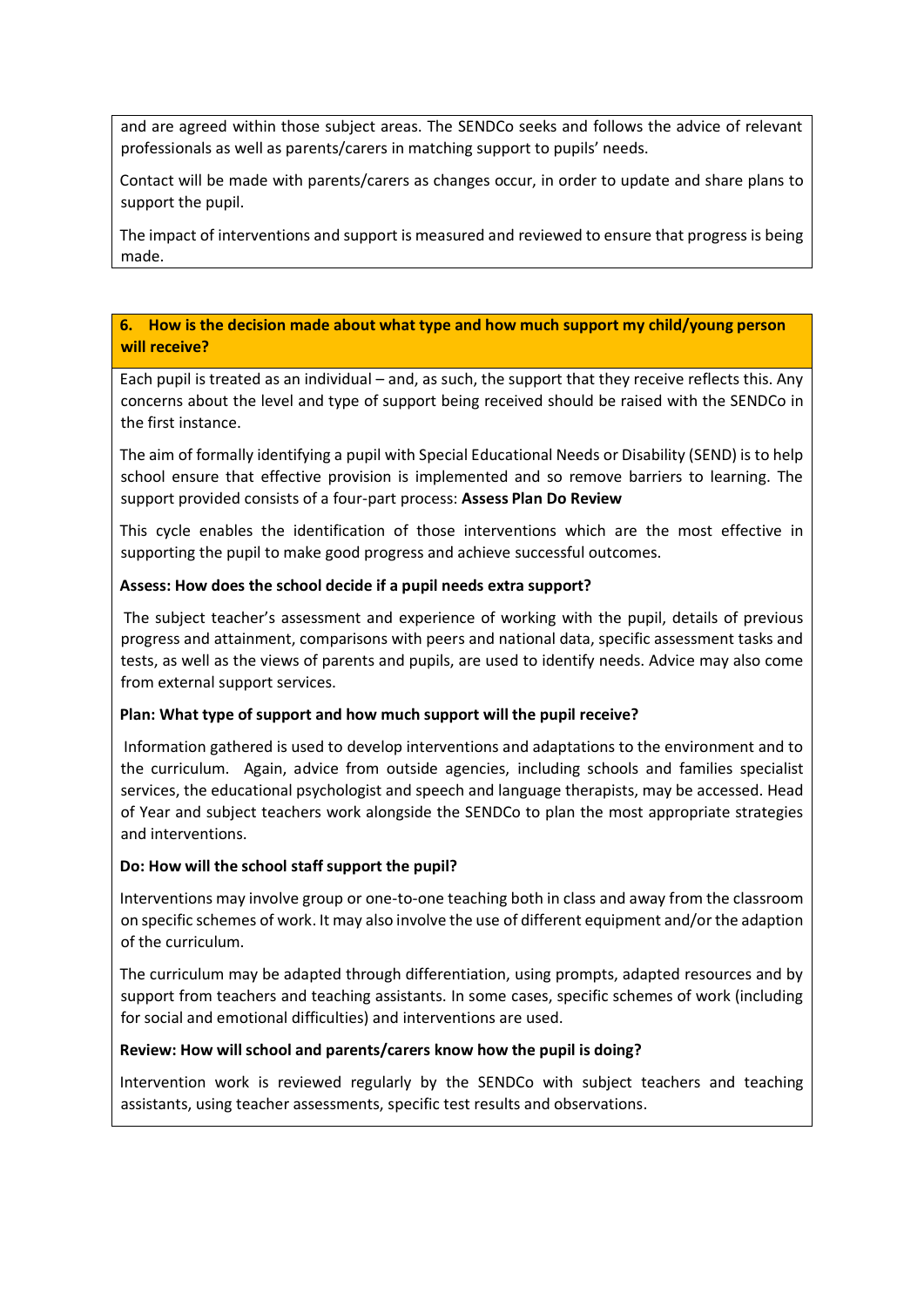and are agreed within those subject areas. The SENDCo seeks and follows the advice of relevant professionals as well as parents/carers in matching support to pupils' needs.

Contact will be made with parents/carers as changes occur, in order to update and share plans to support the pupil.

The impact of interventions and support is measured and reviewed to ensure that progress is being made.

## 6. How is the decision made about what type and how much support my child/young person will receive?

Each pupil is treated as an individual – and, as such, the support that they receive reflects this. Any concerns about the level and type of support being received should be raised with the SENDCo in the first instance.

The aim of formally identifying a pupil with Special Educational Needs or Disability (SEND) is to help school ensure that effective provision is implemented and so remove barriers to learning. The support provided consists of a four-part process: **Assess Plan Do Review**

This cycle enables the identification of those interventions which are the most effective in supporting the pupil to make good progress and achieve successful outcomes.

**Assess: How does the school decide if a pupil needs extra support?**

The subject teacher's assessment and experience of working with the pupil, details of previous progress and attainment, comparisons with peers and national data, specific assessment tasks and tests, as well as the views of parents and pupils, are used to identify needs. Advice may also come from external support services.

**Plan: What type of support and how much support will the pupil receive?**

Information gathered is used to develop interventions and adaptations to the environment and to the curriculum. Again, advice from outside agencies, including schools and families specialist services, the educational psychologist and speech and language therapists, may be accessed. Head of Year and subject teachers work alongside the SENDCo to plan the most appropriate strategies and interventions.

**Do: How will the school staff support the pupil?**

Interventions may involve group or one-to-one teaching both in class and away from the classroom on specific schemes of work. It may also involve the use of different equipment and/or the adaption of the curriculum.

The curriculum may be adapted through differentiation, using prompts, adapted resources and by support from teachers and teaching assistants. In some cases, specific schemes of work (including for social and emotional difficulties) and interventions are used.

**Review: How will school and parents/carers know how the pupil is doing?**

Intervention work is reviewed regularly by the SENDCo with subject teachers and teaching assistants, using teacher assessments, specific test results and observations.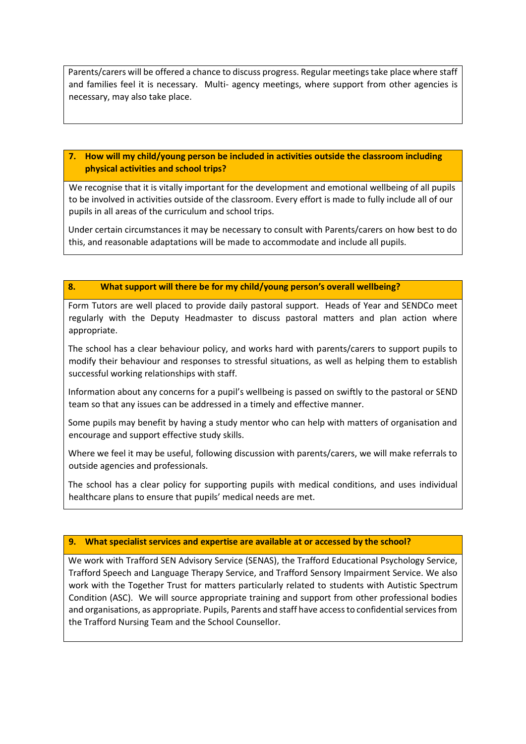Parents/carers will be offered a chance to discuss progress. Regular meetings take place where staff and families feel it is necessary. Multi- agency meetings, where support from other agencies is necessary, may also take place.

### 7. How will my child/young person be included in activities outside the classroom including physical activities and school trips?

We recognise that it is vitally important for the development and emotional wellbeing of all pupils to be involved in activities outside of the classroom. Every effort is made to fully include all of our pupils in all areas of the curriculum and school trips.

Under certain circumstances it may be necessary to consult with Parents/carers on how best to do this, and reasonable adaptations will be made to accommodate and include all pupils.

### 8. What support will there be for my child/young person's overall wellbeing?

Form Tutors are well placed to provide daily pastoral support. Heads of Year and SENDCo meet regularly with the Deputy Headmaster to discuss pastoral matters and plan action where appropriate.

The school has a clear behaviour policy, and works hard with parents/carers to support pupils to modify their behaviour and responses to stressful situations, as well as helping them to establish successful working relationships with staff.

Information about any concerns for a pupil's wellbeing is passed on swiftly to the pastoral or SEND team so that any issues can be addressed in a timely and effective manner.

Some pupils may benefit by having a study mentor who can help with matters of organisation and encourage and support effective study skills.

Where we feel it may be useful, following discussion with parents/carers, we will make referrals to outside agencies and professionals.

The school has a clear policy for supporting pupils with medical conditions, and uses individual healthcare plans to ensure that pupils' medical needs are met.

### 9. What specialist services and expertise are available at or accessed by the school?

We work with Trafford SEN Advisory Service (SENAS), the Trafford Educational Psychology Service, Trafford Speech and Language Therapy Service, and Trafford Sensory Impairment Service. We also work with the Together Trust for matters particularly related to students with Autistic Spectrum Condition (ASC). We will source appropriate training and support from other professional bodies and organisations, as appropriate. Pupils, Parents and staff have access to confidential services from the Trafford Nursing Team and the School Counsellor.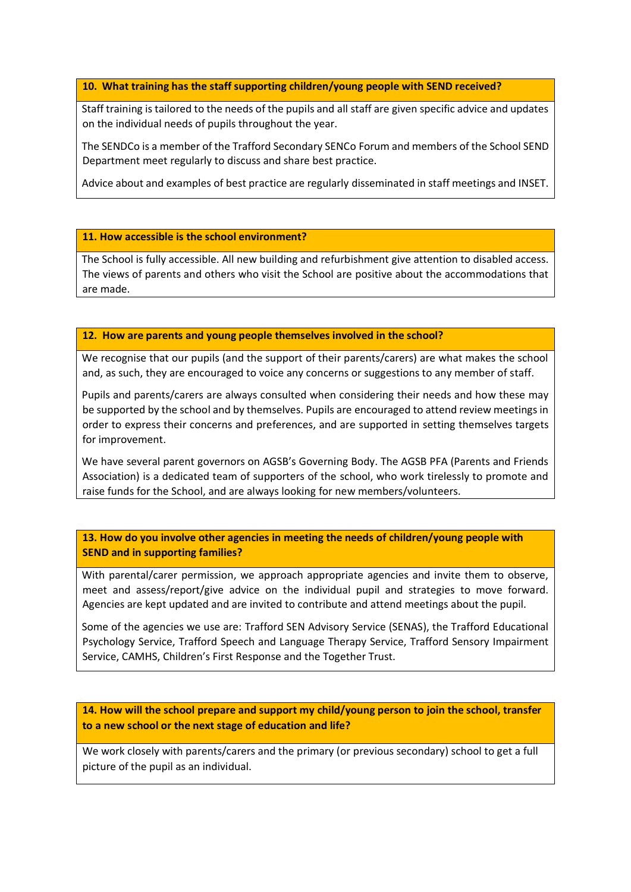**10. What training has the staff supporting children/young people with SEND received?**

Staff training is tailored to the needs of the pupils and all staff are given specific advice and updates on the individual needs of pupils throughout the year.

The SENDCo is a member of the Trafford Secondary SENCo Forum and members of the School SEND Department meet regularly to discuss and share best practice.

Advice about and examples of best practice are regularly disseminated in staff meetings and INSET.

**11. How accessible is the school environment?**

The School is fully accessible. All new building and refurbishment give attention to disabled access. The views of parents and others who visit the School are positive about the accommodations that are made.

**12. How are parents and young people themselves involved in the school?**

We recognise that our pupils (and the support of their parents/carers) are what makes the school and, as such, they are encouraged to voice any concerns or suggestions to any member of staff.

Pupils and parents/carers are always consulted when considering their needs and how these may be supported by the school and by themselves. Pupils are encouraged to attend review meetings in order to express their concerns and preferences, and are supported in setting themselves targets for improvement.

We have several parent governors on AGSB's Governing Body. The AGSB PFA (Parents and Friends Association) is a dedicated team of supporters of the school, who work tirelessly to promote and raise funds for the School, and are always looking for new members/volunteers.

**13. How do you involve other agencies in meeting the needs of children/young people with SEND and in supporting families?**

With parental/carer permission, we approach appropriate agencies and invite them to observe, meet and assess/report/give advice on the individual pupil and strategies to move forward. Agencies are kept updated and are invited to contribute and attend meetings about the pupil.

Some of the agencies we use are: Trafford SEN Advisory Service (SENAS), the Trafford Educational Psychology Service, Trafford Speech and Language Therapy Service, Trafford Sensory Impairment Service, CAMHS, Children's First Response and the Together Trust.

**14. How will the school prepare and support my child/young person to join the school, transfer to a new school or the next stage of education and life?**

We work closely with parents/carers and the primary (or previous secondary) school to get a full picture of the pupil as an individual.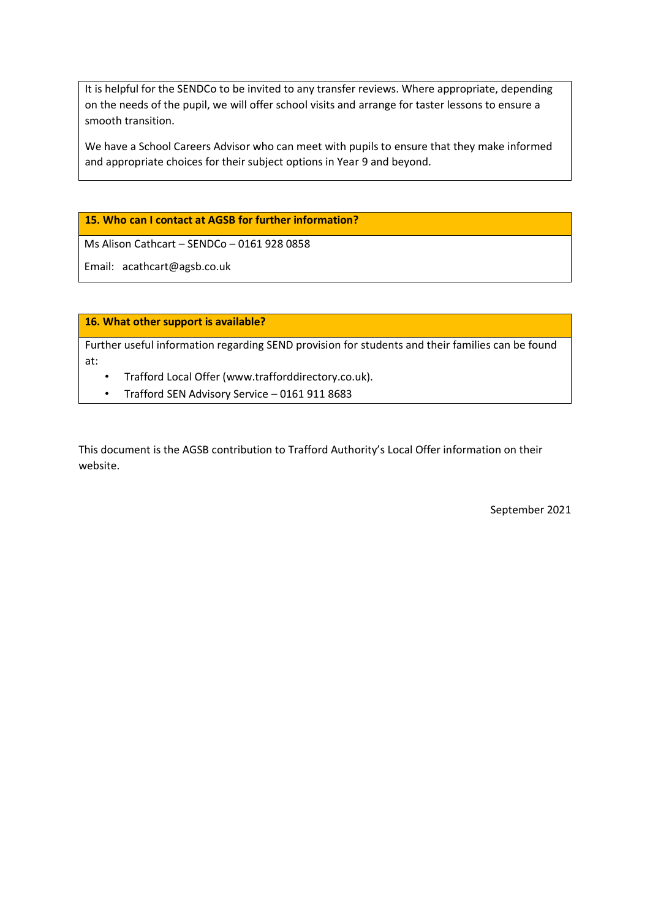It is helpful for the SENDCo to be invited to any transfer reviews. Where appropriate, depending on the needs of the pupil, we will offer school visits and arrange for taster lessons to ensure a smooth transition.

We have a School Careers Advisor who can meet with pupils to ensure that they make informed and appropriate choices for their subject options in Year 9 and beyond.

## 15. Who can I contact at AGSB for further information?

Ms Alison Cathcart – SENDCo – 0161 928 0858

Email: acathcart@agsb.co.uk

## 16. What other support is available?

Further useful information regarding SEND provision for students and their families can be found at:

- Trafford Local Offer (www.trafforddirectory.co.uk).
- Trafford SEN Advisory Service – 0161 911 8683

This document is the AGSB contribution to Trafford Authority's Local Offer information on their website.

September 2021